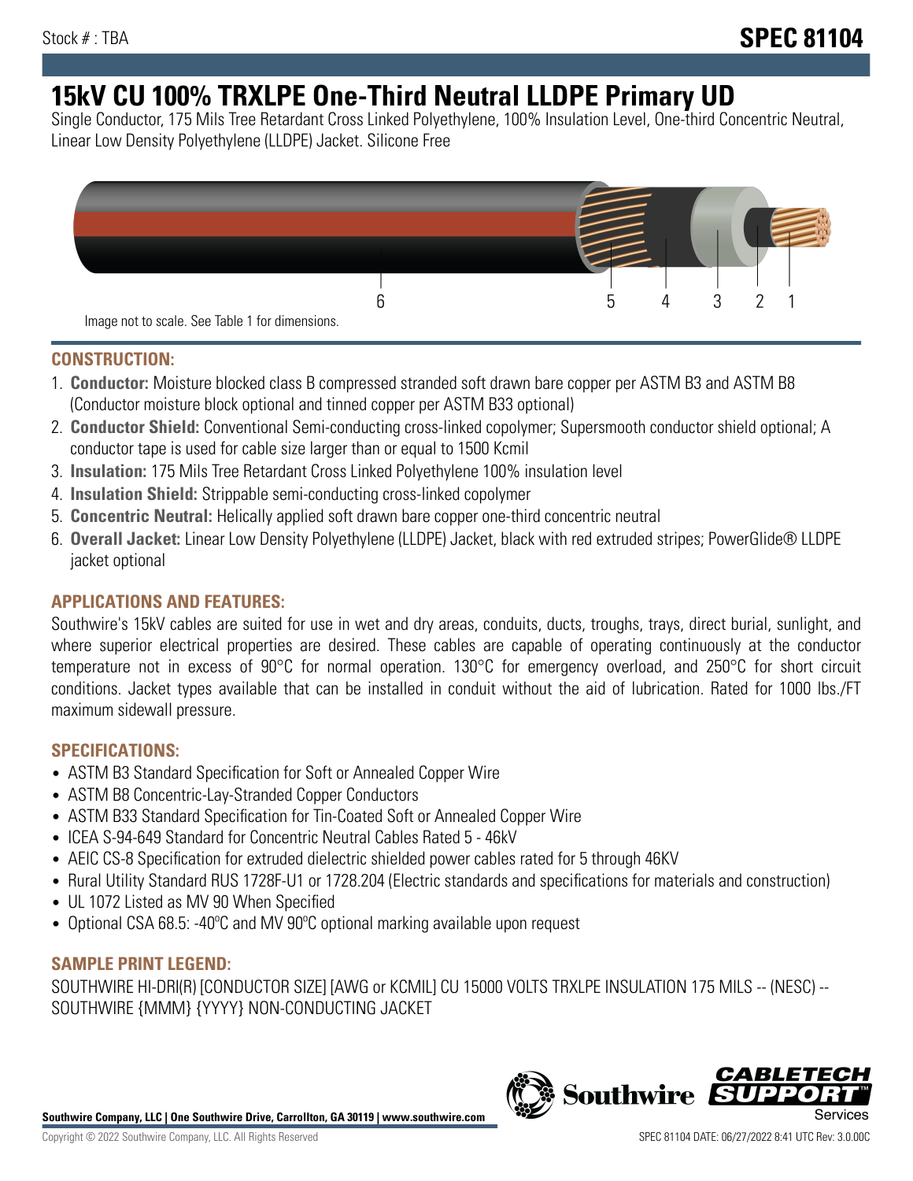Stock # : TBA

**SPEC 81104**

# 15kV CU 100% TRXLPE One-Third Neutral LLDPE Primary UD

Single Conductor, 175 Mils Tree Retardant Cross Linked Polyethylene, 100% Insulation Level, One-third Concentric Neutral, Linear Low Density Polyethylene (LLDPE) Jacket. Silicone Free

6 5 4 3 2 1

Image not to scale. See Table 1 for dimensions.

## CONSTRUCTION:

1. **Conductor:** Moisture blocked class B compressed stranded soft drawn bare copper per ASTM B3 and ASTM B8 (Conductor moisture block optional and tinned copper per ASTM B33 optional)
2. **Conductor Shield:** Conventional Semi-conducting cross-linked copolymer; Supersmooth conductor shield optional; A conductor tape is used for cable size larger than or equal to 1500 Kcmil
3. **Insulation:** 175 Mils Tree Retardant Cross Linked Polyethylene 100% insulation level
4. **Insulation Shield:** Strippable semi-conducting cross-linked copolymer
5. **Concentric Neutral:** Helically applied soft drawn bare copper one-third concentric neutral
6. **Overall Jacket:** Linear Low Density Polyethylene (LLDPE) Jacket, black with red extruded stripes; PowerGlide® LLDPE jacket optional

## APPLICATIONS AND FEATURES:

Southwire's 15kV cables are suited for use in wet and dry areas, conduits, ducts, troughs, trays, direct burial, sunlight, and where superior electrical properties are desired. These cables are capable of operating continuously at the conductor temperature not in excess of 90°C for normal operation. 130°C for emergency overload, and 250°C for short circuit conditions. Jacket types available that can be installed in conduit without the aid of lubrication. Rated for 1000 lbs./FT maximum sidewall pressure.

## SPECIFICATIONS:

- ASTM B3 Standard Specification for Soft or Annealed Copper Wire
- ASTM B8 Concentric-Lay-Stranded Copper Conductors
- ASTM B33 Standard Specification for Tin-Coated Soft or Annealed Copper Wire
- ICEA S-94-649 Standard for Concentric Neutral Cables Rated 5 - 46kV
- AEIC CS-8 Specification for extruded dielectric shielded power cables rated for 5 through 46KV
- Rural Utility Standard RUS 1728F-U1 or 1728.204 (Electric standards and specifications for materials and construction)
- UL 1072 Listed as MV 90 When Specified
- Optional CSA 68.5: -40ºC and MV 90ºC optional marking available upon request

## SAMPLE PRINT LEGEND:

SOUTHWIRE HI-DRI(R) [CONDUCTOR SIZE] [AWG or KCMIL] CU 15000 VOLTS TRXLPE INSULATION 175 MILS -- (NESC) -- SOUTHWIRE {MMM} {YYYY} NON-CONDUCTING JACKET

**Southwire Company, LLC | One Southwire Drive, Carrollton, GA 30119 | www.southwire.com**

Copyright © 2022 Southwire Company, LLC. All Rights Reserved

SPEC 81104 DATE: 06/27/2022 8:41 UTC Rev: 3.0.00C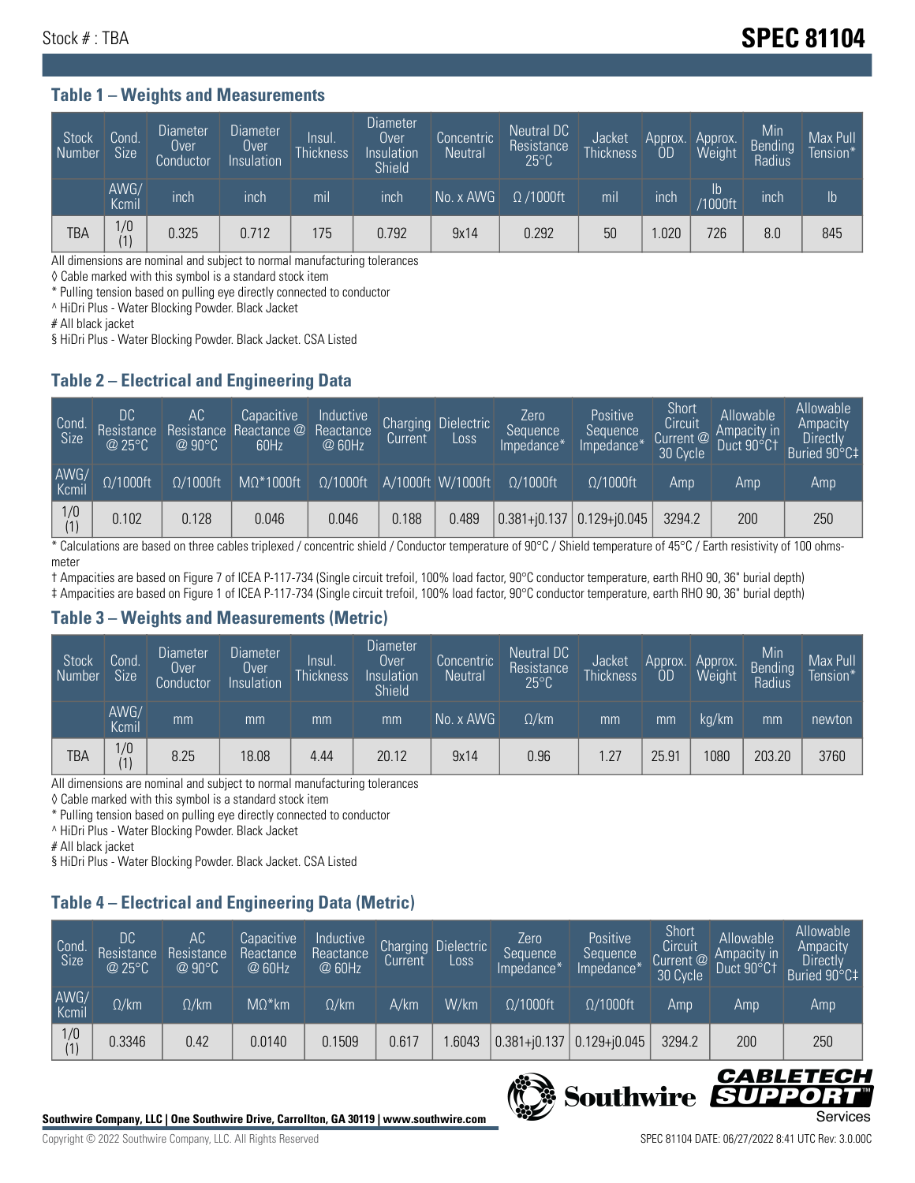Stock # : TBA

# SPEC 81104

### Table 1 – Weights and Measurements

| Stock Number | Cond. Size | Diameter Over Conductor | Diameter Over Insulation | Insul. Thickness | Diameter Over Insulation Shield | Concentric Neutral | Neutral DC Resistance 25°C | Jacket Thickness | Approx. OD | Approx. Weight | Min Bending Radius | Max Pull Tension* |
|---|---|---|---|---|---|---|---|---|---|---|---|---|
| | AWG/ Kcmil | inch | inch | mil | inch | No. x AWG | Ω /1000ft | mil | inch | lb /1000ft | inch | lb |
| TBA | 1/0 (1) | 0.325 | 0.712 | 175 | 0.792 | 9x14 | 0.292 | 50 | 1.020 | 726 | 8.0 | 845 |

All dimensions are nominal and subject to normal manufacturing tolerances

◊ Cable marked with this symbol is a standard stock item

* Pulling tension based on pulling eye directly connected to conductor

^ HiDri Plus - Water Blocking Powder. Black Jacket

# All black jacket

§ HiDri Plus - Water Blocking Powder. Black Jacket. CSA Listed

### Table 2 – Electrical and Engineering Data

| Cond. Size | DC Resistance @ 25°C | AC Resistance @ 90°C | Capacitive Reactance @ 60Hz | Inductive Reactance @ 60Hz | Charging Current | Dielectric Loss | Zero Sequence Impedance* | Positive Sequence Impedance* | Short Circuit Current @ 30 Cycle | Allowable Ampacity in Duct 90°C† | Allowable Ampacity Directly Buried 90°C‡ |
|---|---|---|---|---|---|---|---|---|---|---|---|
| AWG/ Kcmil | Ω/1000ft | Ω/1000ft | MΩ*1000ft | Ω/1000ft | A/1000ft | W/1000ft | Ω/1000ft | Ω/1000ft | Amp | Amp | Amp |
| 1/0 (1) | 0.102 | 0.128 | 0.046 | 0.046 | 0.188 | 0.489 | 0.381+j0.137 | 0.129+j0.045 | 3294.2 | 200 | 250 |

* Calculations are based on three cables triplexed / concentric shield / Conductor temperature of 90°C / Shield temperature of 45°C / Earth resistivity of 100 ohms-meter

† Ampacities are based on Figure 7 of ICEA P-117-734 (Single circuit trefoil, 100% load factor, 90°C conductor temperature, earth RHO 90, 36" burial depth)

‡ Ampacities are based on Figure 1 of ICEA P-117-734 (Single circuit trefoil, 100% load factor, 90°C conductor temperature, earth RHO 90, 36" burial depth)

### Table 3 – Weights and Measurements (Metric)

| Stock Number | Cond. Size | Diameter Over Conductor | Diameter Over Insulation | Insul. Thickness | Diameter Over Insulation Shield | Concentric Neutral | Neutral DC Resistance 25°C | Jacket Thickness | Approx. OD | Approx. Weight | Min Bending Radius | Max Pull Tension* |
|---|---|---|---|---|---|---|---|---|---|---|---|---|
| | AWG/ Kcmil | mm | mm | mm | mm | No. x AWG | Ω/km | mm | mm | kg/km | mm | newton |
| TBA | 1/0 (1) | 8.25 | 18.08 | 4.44 | 20.12 | 9x14 | 0.96 | 1.27 | 25.91 | 1080 | 203.20 | 3760 |

All dimensions are nominal and subject to normal manufacturing tolerances

◊ Cable marked with this symbol is a standard stock item

* Pulling tension based on pulling eye directly connected to conductor

^ HiDri Plus - Water Blocking Powder. Black Jacket

# All black jacket

§ HiDri Plus - Water Blocking Powder. Black Jacket. CSA Listed

### Table 4 – Electrical and Engineering Data (Metric)

| Cond. Size | DC Resistance @ 25°C | AC Resistance @ 90°C | Capacitive Reactance @ 60Hz | Inductive Reactance @ 60Hz | Charging Current | Dielectric Loss | Zero Sequence Impedance* | Positive Sequence Impedance* | Short Circuit Current @ 30 Cycle | Allowable Ampacity in Duct 90°C† | Allowable Ampacity Directly Buried 90°C‡ |
|---|---|---|---|---|---|---|---|---|---|---|---|
| AWG/ Kcmil | Ω/km | Ω/km | MΩ*km | Ω/km | A/km | W/km | Ω/1000ft | Ω/1000ft | Amp | Amp | Amp |
| 1/0 (1) | 0.3346 | 0.42 | 0.0140 | 0.1509 | 0.617 | 1.6043 | 0.381+j0.137 | 0.129+j0.045 | 3294.2 | 200 | 250 |

**Southwire Company, LLC | One Southwire Drive, Carrollton, GA 30119 | www.southwire.com**

Copyright © 2022 Southwire Company, LLC. All Rights Reserved

SPEC 81104 DATE: 06/27/2022 8:41 UTC Rev: 3.0.00C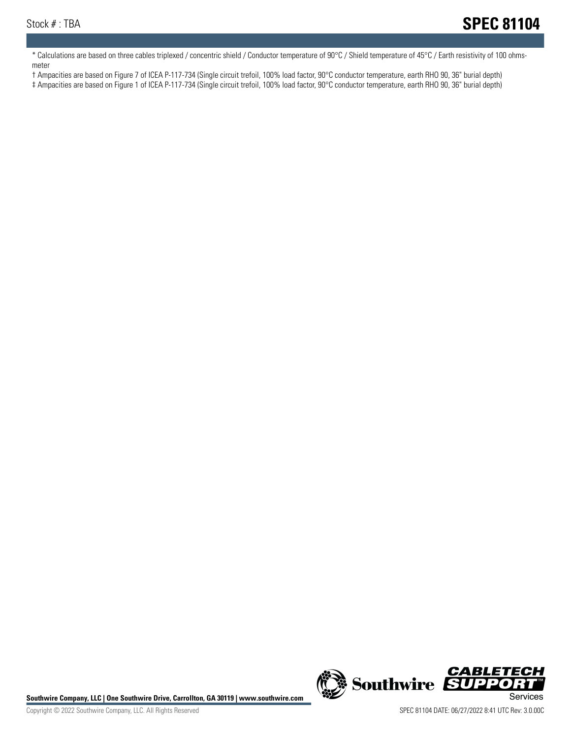* Calculations are based on three cables triplexed / concentric shield / Conductor temperature of 90°C / Shield temperature of 45°C / Earth resistivity of 100 ohms-meter

† Ampacities are based on Figure 7 of ICEA P-117-734 (Single circuit trefoil, 100% load factor, 90°C conductor temperature, earth RHO 90, 36" burial depth)

‡ Ampacities are based on Figure 1 of ICEA P-117-734 (Single circuit trefoil, 100% load factor, 90°C conductor temperature, earth RHO 90, 36" burial depth)